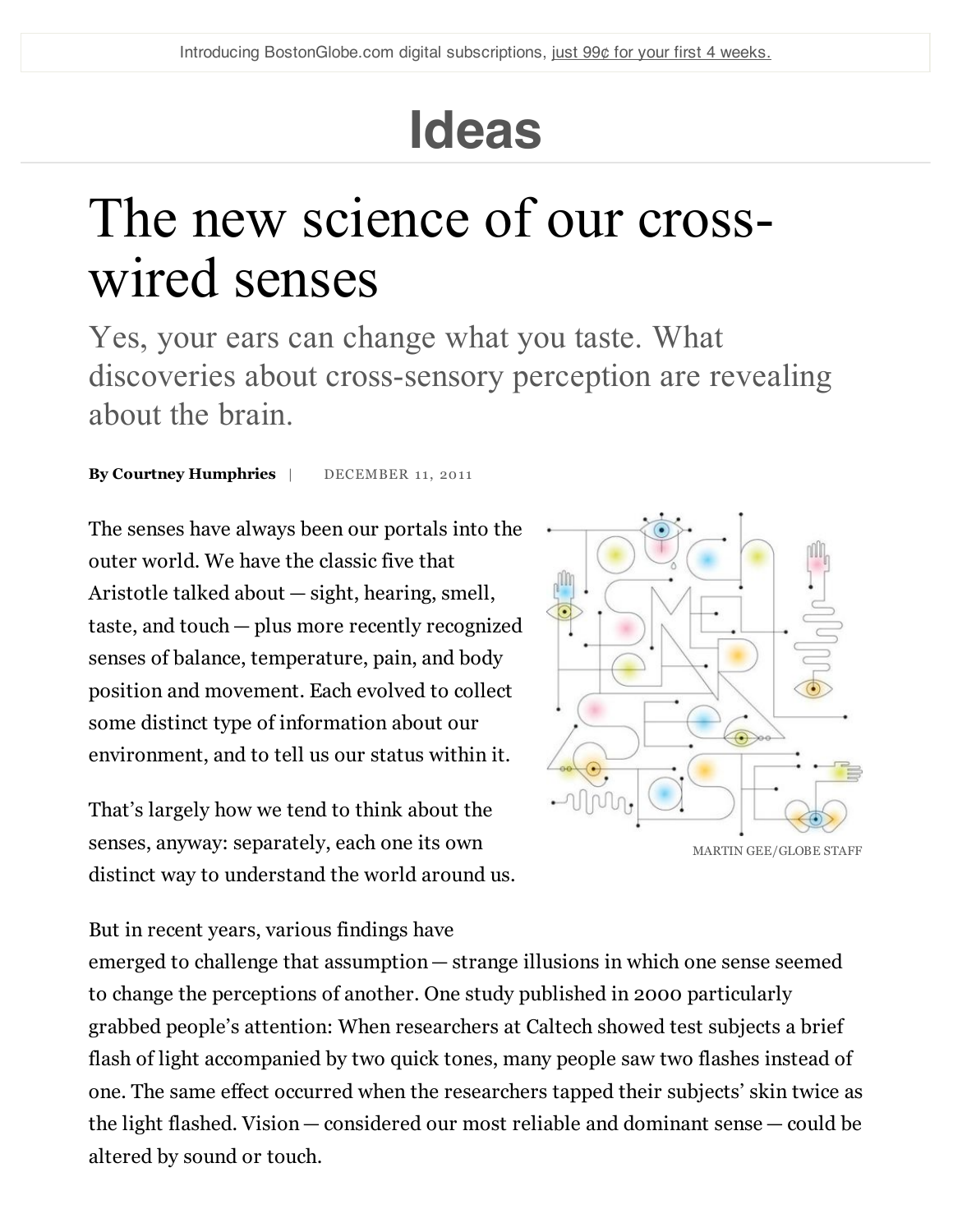Introducing BostonGlobe.com digital subscriptions, just 99¢ for your first 4 weeks.

# Ideas

# The new science of our cross-wired senses

## Yes, your ears can change what you taste. What discoveries about cross-sensory perception are revealing about the brain.

**By Courtney Humphries** | DECEMBER 11, 2011

The senses have always been our portals into the outer world. We have the classic five that Aristotle talked about — sight, hearing, smell, taste, and touch — plus more recently recognized senses of balance, temperature, pain, and body position and movement. Each evolved to collect some distinct type of information about our environment, and to tell us our status within it.

MARTIN GEE/GLOBE STAFF

That's largely how we tend to think about the senses, anyway: separately, each one its own distinct way to understand the world around us.

But in recent years, various findings have emerged to challenge that assumption — strange illusions in which one sense seemed to change the perceptions of another. One study published in 2000 particularly grabbed people's attention: When researchers at Caltech showed test subjects a brief flash of light accompanied by two quick tones, many people saw two flashes instead of one. The same effect occurred when the researchers tapped their subjects' skin twice as the light flashed. Vision — considered our most reliable and dominant sense — could be altered by sound or touch.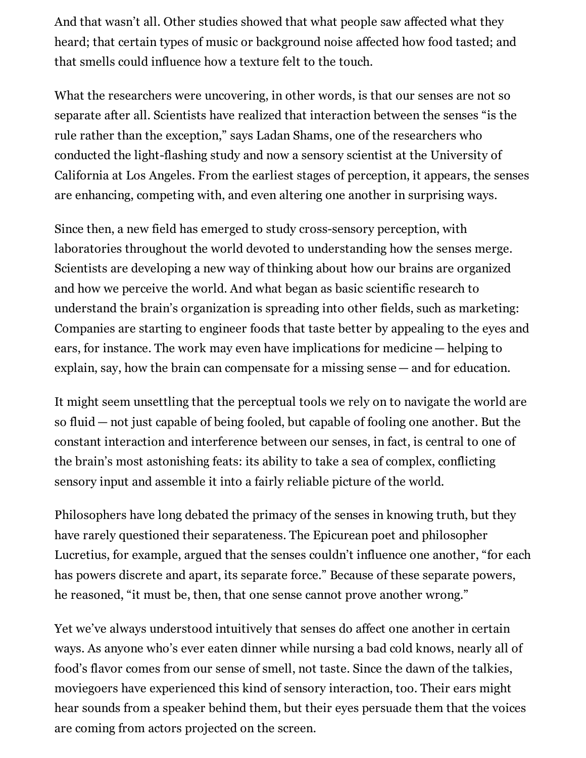And that wasn't all. Other studies showed that what people saw affected what they heard; that certain types of music or background noise affected how food tasted; and that smells could influence how a texture felt to the touch.

What the researchers were uncovering, in other words, is that our senses are not so separate after all. Scientists have realized that interaction between the senses "is the rule rather than the exception," says Ladan Shams, one of the researchers who conducted the light-flashing study and now a sensory scientist at the University of California at Los Angeles. From the earliest stages of perception, it appears, the senses are enhancing, competing with, and even altering one another in surprising ways.

Since then, a new field has emerged to study cross-sensory perception, with laboratories throughout the world devoted to understanding how the senses merge. Scientists are developing a new way of thinking about how our brains are organized and how we perceive the world. And what began as basic scientific research to understand the brain's organization is spreading into other fields, such as marketing: Companies are starting to engineer foods that taste better by appealing to the eyes and ears, for instance. The work may even have implications for medicine — helping to explain, say, how the brain can compensate for a missing sense — and for education.

It might seem unsettling that the perceptual tools we rely on to navigate the world are so fluid — not just capable of being fooled, but capable of fooling one another. But the constant interaction and interference between our senses, in fact, is central to one of the brain's most astonishing feats: its ability to take a sea of complex, conflicting sensory input and assemble it into a fairly reliable picture of the world.

Philosophers have long debated the primacy of the senses in knowing truth, but they have rarely questioned their separateness. The Epicurean poet and philosopher Lucretius, for example, argued that the senses couldn't influence one another, "for each has powers discrete and apart, its separate force." Because of these separate powers, he reasoned, "it must be, then, that one sense cannot prove another wrong."

Yet we've always understood intuitively that senses do affect one another in certain ways. As anyone who's ever eaten dinner while nursing a bad cold knows, nearly all of food's flavor comes from our sense of smell, not taste. Since the dawn of the talkies, moviegoers have experienced this kind of sensory interaction, too. Their ears might hear sounds from a speaker behind them, but their eyes persuade them that the voices are coming from actors projected on the screen.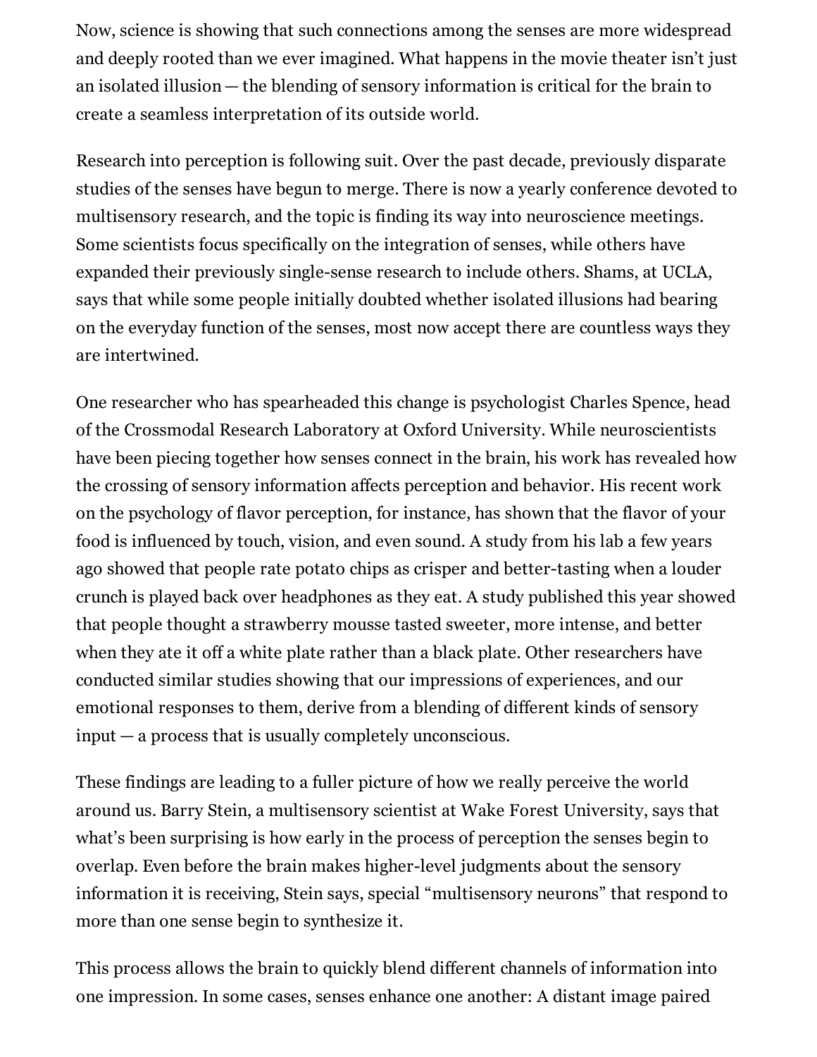Now, science is showing that such connections among the senses are more widespread and deeply rooted than we ever imagined. What happens in the movie theater isn't just an isolated illusion — the blending of sensory information is critical for the brain to create a seamless interpretation of its outside world.

Research into perception is following suit. Over the past decade, previously disparate studies of the senses have begun to merge. There is now a yearly conference devoted to multisensory research, and the topic is finding its way into neuroscience meetings. Some scientists focus specifically on the integration of senses, while others have expanded their previously single-sense research to include others. Shams, at UCLA, says that while some people initially doubted whether isolated illusions had bearing on the everyday function of the senses, most now accept there are countless ways they are intertwined.

One researcher who has spearheaded this change is psychologist Charles Spence, head of the Crossmodal Research Laboratory at Oxford University. While neuroscientists have been piecing together how senses connect in the brain, his work has revealed how the crossing of sensory information affects perception and behavior. His recent work on the psychology of flavor perception, for instance, has shown that the flavor of your food is influenced by touch, vision, and even sound. A study from his lab a few years ago showed that people rate potato chips as crisper and better-tasting when a louder crunch is played back over headphones as they eat. A study published this year showed that people thought a strawberry mousse tasted sweeter, more intense, and better when they ate it off a white plate rather than a black plate. Other researchers have conducted similar studies showing that our impressions of experiences, and our emotional responses to them, derive from a blending of different kinds of sensory input — a process that is usually completely unconscious.

These findings are leading to a fuller picture of how we really perceive the world around us. Barry Stein, a multisensory scientist at Wake Forest University, says that what's been surprising is how early in the process of perception the senses begin to overlap. Even before the brain makes higher-level judgments about the sensory information it is receiving, Stein says, special "multisensory neurons" that respond to more than one sense begin to synthesize it.

This process allows the brain to quickly blend different channels of information into one impression. In some cases, senses enhance one another: A distant image paired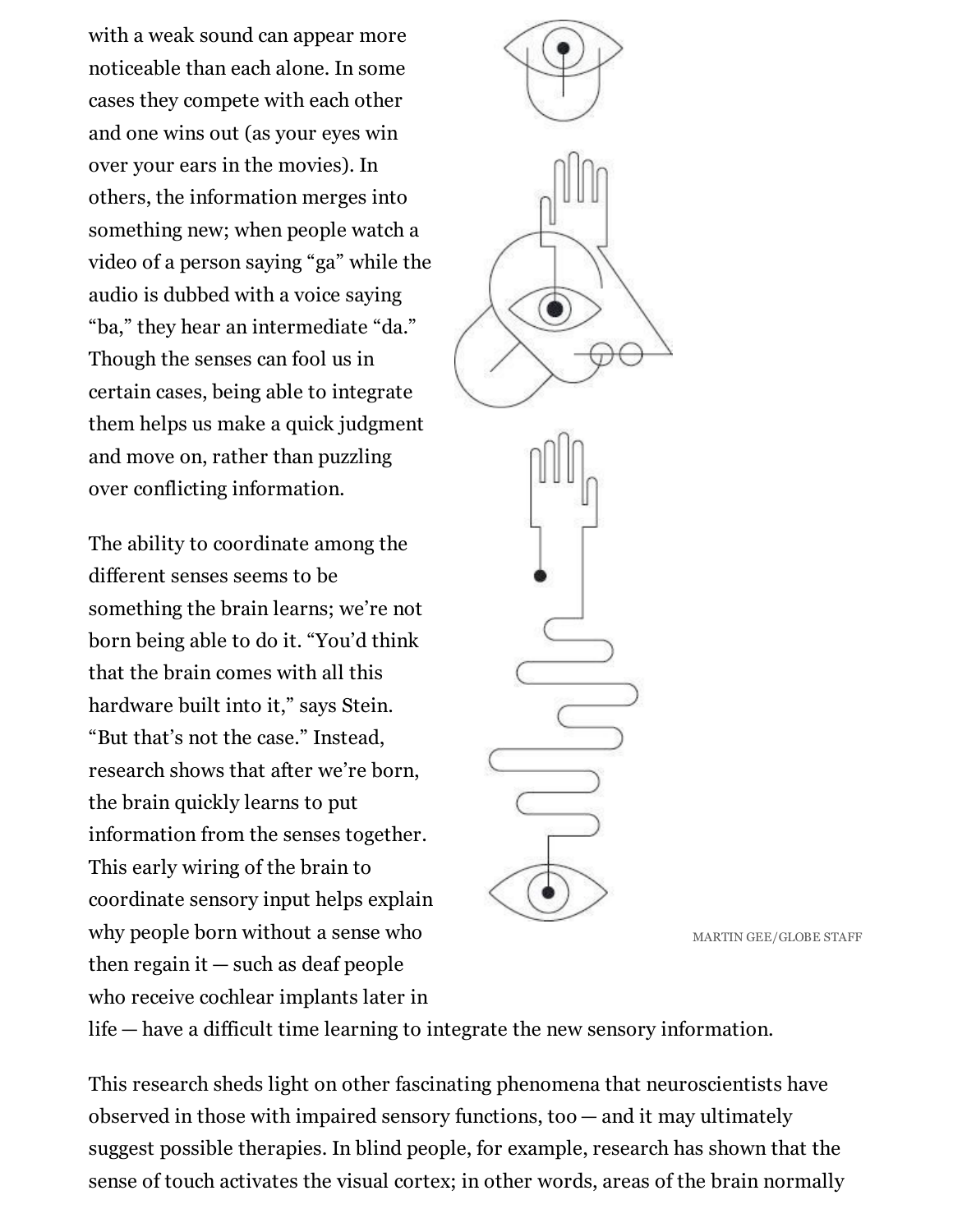with a weak sound can appear more noticeable than each alone. In some cases they compete with each other and one wins out (as your eyes win over your ears in the movies). In others, the information merges into something new; when people watch a video of a person saying “ga” while the audio is dubbed with a voice saying “ba,” they hear an intermediate “da.” Though the senses can fool us in certain cases, being able to integrate them helps us make a quick judgment and move on, rather than puzzling over conflicting information.

MARTIN GEE/GLOBE STAFF

The ability to coordinate among the different senses seems to be something the brain learns; we’re not born being able to do it. “You’d think that the brain comes with all this hardware built into it,” says Stein. “But that’s not the case.” Instead, research shows that after we’re born, the brain quickly learns to put information from the senses together. This early wiring of the brain to coordinate sensory input helps explain why people born without a sense who then regain it — such as deaf people who receive cochlear implants later in life — have a difficult time learning to integrate the new sensory information.

This research sheds light on other fascinating phenomena that neuroscientists have observed in those with impaired sensory functions, too — and it may ultimately suggest possible therapies. In blind people, for example, research has shown that the sense of touch activates the visual cortex; in other words, areas of the brain normally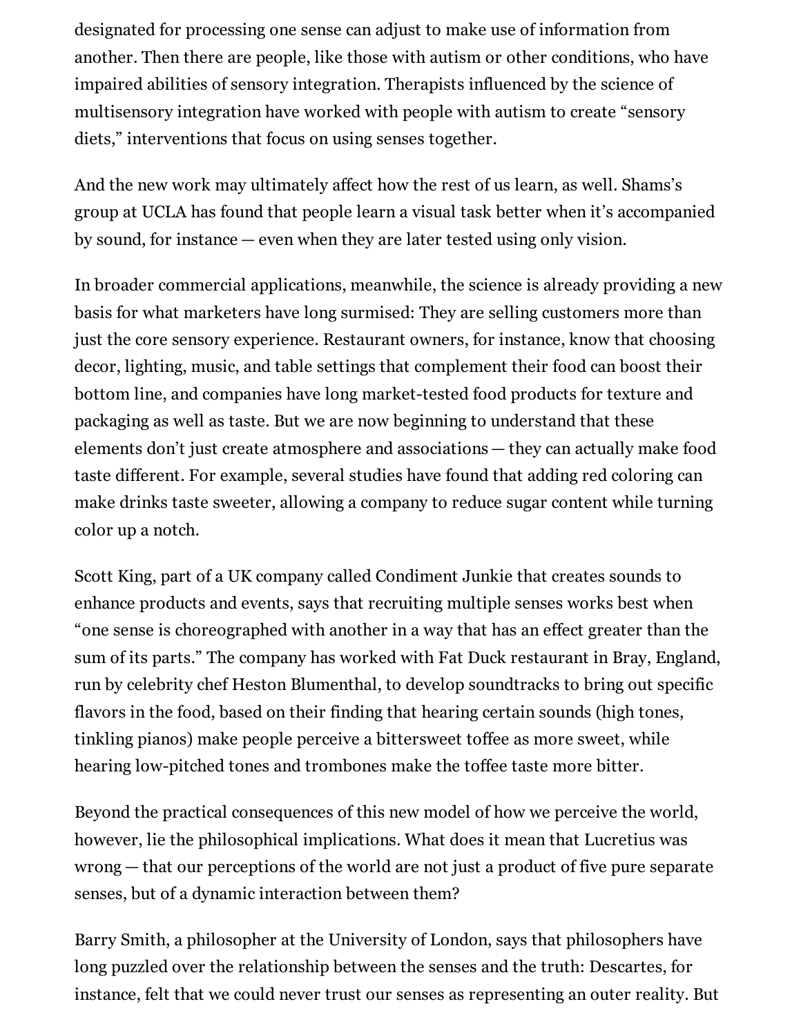designated for processing one sense can adjust to make use of information from another. Then there are people, like those with autism or other conditions, who have impaired abilities of sensory integration. Therapists influenced by the science of multisensory integration have worked with people with autism to create "sensory diets," interventions that focus on using senses together.

And the new work may ultimately affect how the rest of us learn, as well. Shams's group at UCLA has found that people learn a visual task better when it's accompanied by sound, for instance — even when they are later tested using only vision.

In broader commercial applications, meanwhile, the science is already providing a new basis for what marketers have long surmised: They are selling customers more than just the core sensory experience. Restaurant owners, for instance, know that choosing decor, lighting, music, and table settings that complement their food can boost their bottom line, and companies have long market-tested food products for texture and packaging as well as taste. But we are now beginning to understand that these elements don't just create atmosphere and associations — they can actually make food taste different. For example, several studies have found that adding red coloring can make drinks taste sweeter, allowing a company to reduce sugar content while turning color up a notch.

Scott King, part of a UK company called Condiment Junkie that creates sounds to enhance products and events, says that recruiting multiple senses works best when "one sense is choreographed with another in a way that has an effect greater than the sum of its parts." The company has worked with Fat Duck restaurant in Bray, England, run by celebrity chef Heston Blumenthal, to develop soundtracks to bring out specific flavors in the food, based on their finding that hearing certain sounds (high tones, tinkling pianos) make people perceive a bittersweet toffee as more sweet, while hearing low-pitched tones and trombones make the toffee taste more bitter.

Beyond the practical consequences of this new model of how we perceive the world, however, lie the philosophical implications. What does it mean that Lucretius was wrong — that our perceptions of the world are not just a product of five pure separate senses, but of a dynamic interaction between them?

Barry Smith, a philosopher at the University of London, says that philosophers have long puzzled over the relationship between the senses and the truth: Descartes, for instance, felt that we could never trust our senses as representing an outer reality. But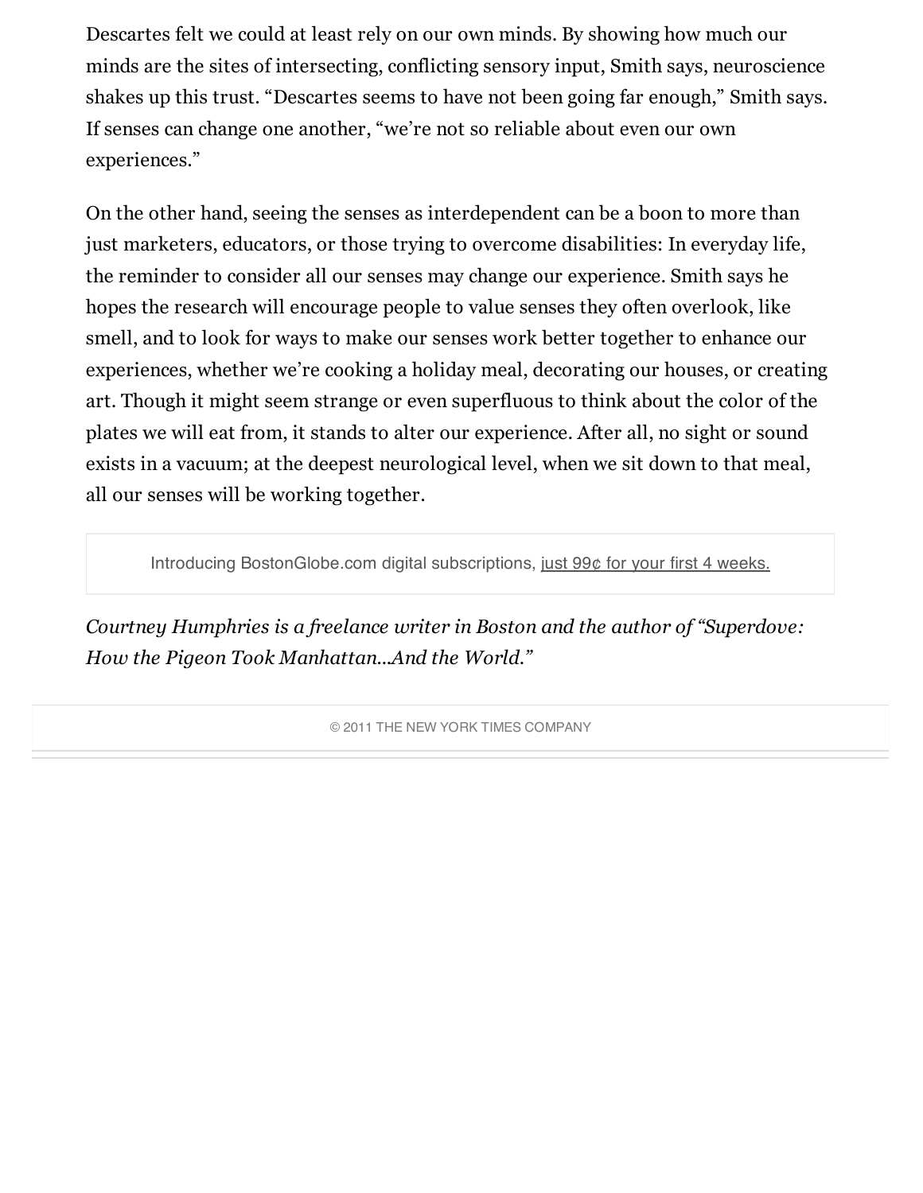Descartes felt we could at least rely on our own minds. By showing how much our minds are the sites of intersecting, conflicting sensory input, Smith says, neuroscience shakes up this trust. "Descartes seems to have not been going far enough," Smith says. If senses can change one another, "we're not so reliable about even our own experiences."

On the other hand, seeing the senses as interdependent can be a boon to more than just marketers, educators, or those trying to overcome disabilities: In everyday life, the reminder to consider all our senses may change our experience. Smith says he hopes the research will encourage people to value senses they often overlook, like smell, and to look for ways to make our senses work better together to enhance our experiences, whether we're cooking a holiday meal, decorating our houses, or creating art. Though it might seem strange or even superfluous to think about the color of the plates we will eat from, it stands to alter our experience. After all, no sight or sound exists in a vacuum; at the deepest neurological level, when we sit down to that meal, all our senses will be working together.

Introducing BostonGlobe.com digital subscriptions, just 99¢ for your first 4 weeks.

*Courtney Humphries is a freelance writer in Boston and the author of "Superdove: How the Pigeon Took Manhattan...And the World."*

© 2011 THE NEW YORK TIMES COMPANY